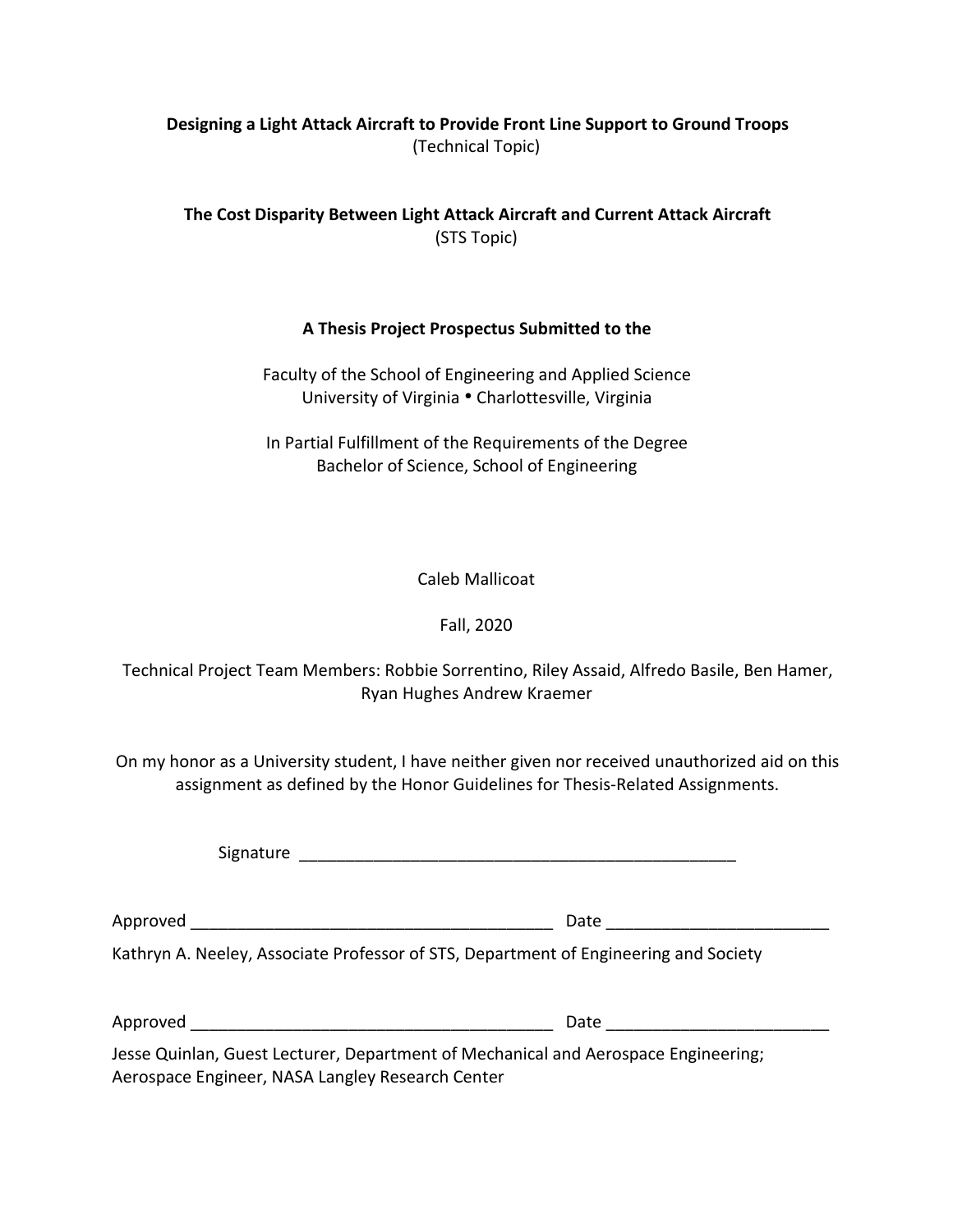**Designing a Light Attack Aircraft to Provide Front Line Support to Ground Troops**
(Technical Topic)

**The Cost Disparity Between Light Attack Aircraft and Current Attack Aircraft**
(STS Topic)

**A Thesis Project Prospectus Submitted to the**

Faculty of the School of Engineering and Applied Science
University of Virginia • Charlottesville, Virginia

In Partial Fulfillment of the Requirements of the Degree
Bachelor of Science, School of Engineering

Caleb Mallicoat

Fall, 2020

Technical Project Team Members: Robbie Sorrentino, Riley Assaid, Alfredo Basile, Ben Hamer, Ryan Hughes Andrew Kraemer

On my honor as a University student, I have neither given nor received unauthorized aid on this assignment as defined by the Honor Guidelines for Thesis-Related Assignments.

Signature _______________________________________________

Approved _______________________________________ Date _______________________

Kathryn A. Neeley, Associate Professor of STS, Department of Engineering and Society

Approved _______________________________________ Date _______________________

Jesse Quinlan, Guest Lecturer, Department of Mechanical and Aerospace Engineering; Aerospace Engineer, NASA Langley Research Center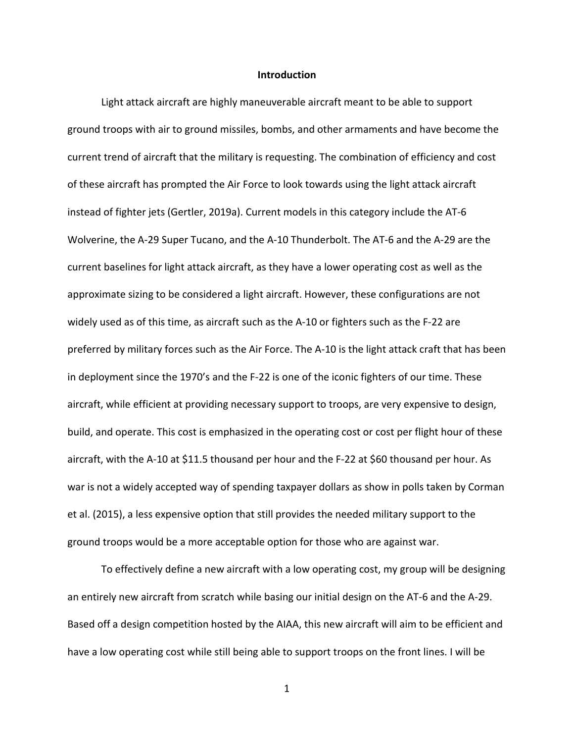## Introduction

Light attack aircraft are highly maneuverable aircraft meant to be able to support ground troops with air to ground missiles, bombs, and other armaments and have become the current trend of aircraft that the military is requesting. The combination of efficiency and cost of these aircraft has prompted the Air Force to look towards using the light attack aircraft instead of fighter jets (Gertler, 2019a). Current models in this category include the AT-6 Wolverine, the A-29 Super Tucano, and the A-10 Thunderbolt. The AT-6 and the A-29 are the current baselines for light attack aircraft, as they have a lower operating cost as well as the approximate sizing to be considered a light aircraft. However, these configurations are not widely used as of this time, as aircraft such as the A-10 or fighters such as the F-22 are preferred by military forces such as the Air Force. The A-10 is the light attack craft that has been in deployment since the 1970's and the F-22 is one of the iconic fighters of our time. These aircraft, while efficient at providing necessary support to troops, are very expensive to design, build, and operate. This cost is emphasized in the operating cost or cost per flight hour of these aircraft, with the A-10 at $11.5 thousand per hour and the F-22 at $60 thousand per hour. As war is not a widely accepted way of spending taxpayer dollars as show in polls taken by Corman et al. (2015), a less expensive option that still provides the needed military support to the ground troops would be a more acceptable option for those who are against war.

To effectively define a new aircraft with a low operating cost, my group will be designing an entirely new aircraft from scratch while basing our initial design on the AT-6 and the A-29. Based off a design competition hosted by the AIAA, this new aircraft will aim to be efficient and have a low operating cost while still being able to support troops on the front lines. I will be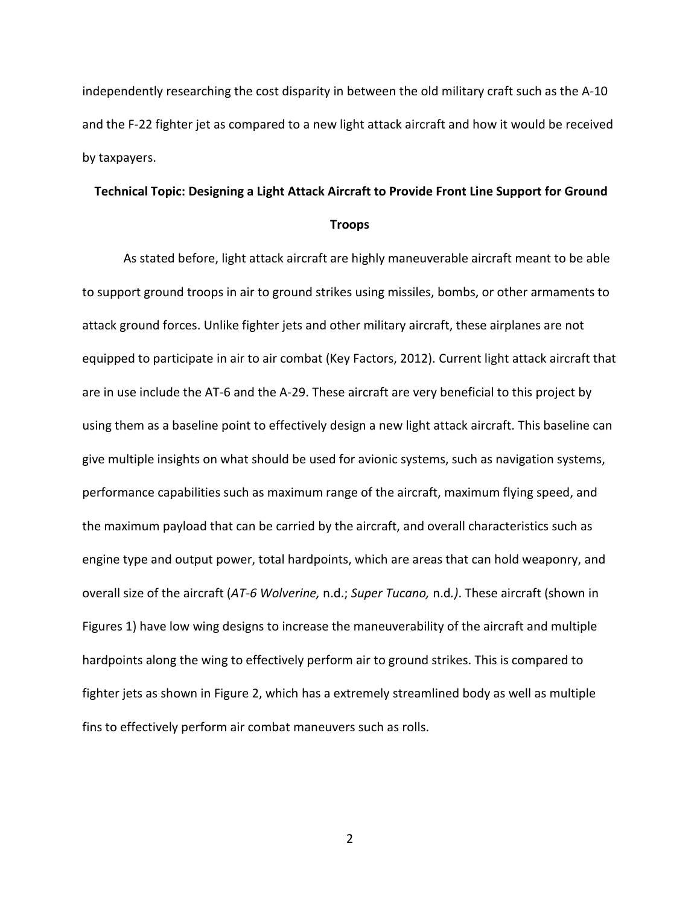independently researching the cost disparity in between the old military craft such as the A-10 and the F-22 fighter jet as compared to a new light attack aircraft and how it would be received by taxpayers.

## Technical Topic: Designing a Light Attack Aircraft to Provide Front Line Support for Ground Troops

As stated before, light attack aircraft are highly maneuverable aircraft meant to be able to support ground troops in air to ground strikes using missiles, bombs, or other armaments to attack ground forces. Unlike fighter jets and other military aircraft, these airplanes are not equipped to participate in air to air combat (Key Factors, 2012). Current light attack aircraft that are in use include the AT-6 and the A-29. These aircraft are very beneficial to this project by using them as a baseline point to effectively design a new light attack aircraft. This baseline can give multiple insights on what should be used for avionic systems, such as navigation systems, performance capabilities such as maximum range of the aircraft, maximum flying speed, and the maximum payload that can be carried by the aircraft, and overall characteristics such as engine type and output power, total hardpoints, which are areas that can hold weaponry, and overall size of the aircraft (*AT-6 Wolverine,* n.d.; *Super Tucano,* n.d.*)*. These aircraft (shown in Figures 1) have low wing designs to increase the maneuverability of the aircraft and multiple hardpoints along the wing to effectively perform air to ground strikes. This is compared to fighter jets as shown in Figure 2, which has a extremely streamlined body as well as multiple fins to effectively perform air combat maneuvers such as rolls.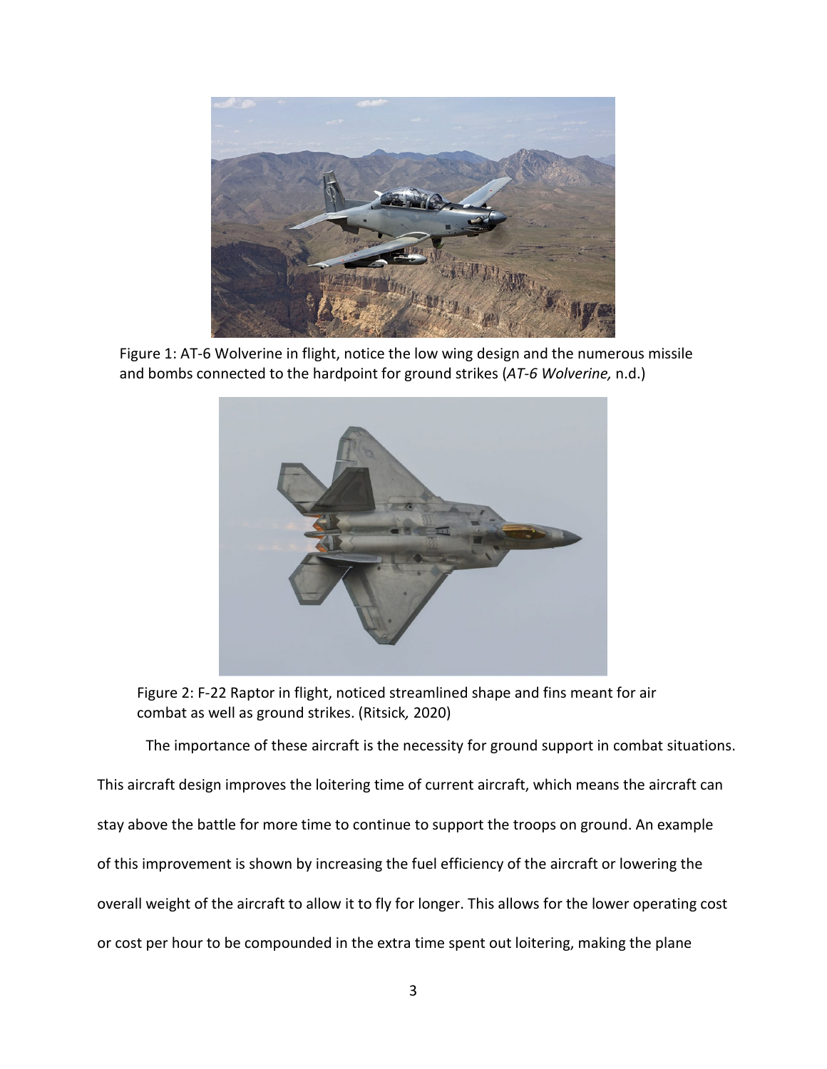Figure 1: AT-6 Wolverine in flight, notice the low wing design and the numerous missile and bombs connected to the hardpoint for ground strikes (*AT-6 Wolverine,* n.d.)

Figure 2: F-22 Raptor in flight, noticed streamlined shape and fins meant for air combat as well as ground strikes. (Ritsick*,* 2020)

The importance of these aircraft is the necessity for ground support in combat situations. This aircraft design improves the loitering time of current aircraft, which means the aircraft can stay above the battle for more time to continue to support the troops on ground. An example of this improvement is shown by increasing the fuel efficiency of the aircraft or lowering the overall weight of the aircraft to allow it to fly for longer. This allows for the lower operating cost or cost per hour to be compounded in the extra time spent out loitering, making the plane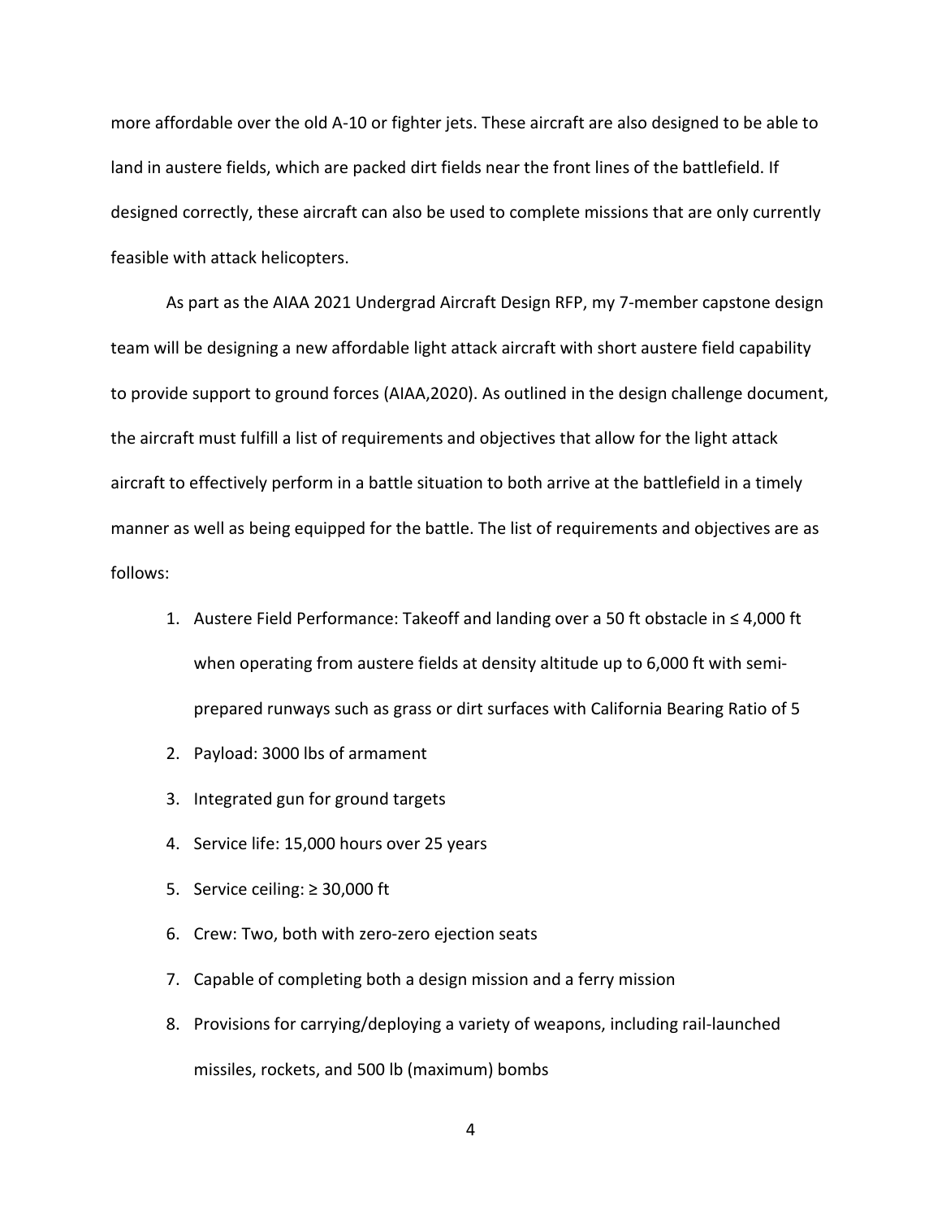more affordable over the old A-10 or fighter jets. These aircraft are also designed to be able to land in austere fields, which are packed dirt fields near the front lines of the battlefield. If designed correctly, these aircraft can also be used to complete missions that are only currently feasible with attack helicopters.

As part as the AIAA 2021 Undergrad Aircraft Design RFP, my 7-member capstone design team will be designing a new affordable light attack aircraft with short austere field capability to provide support to ground forces (AIAA,2020). As outlined in the design challenge document, the aircraft must fulfill a list of requirements and objectives that allow for the light attack aircraft to effectively perform in a battle situation to both arrive at the battlefield in a timely manner as well as being equipped for the battle. The list of requirements and objectives are as follows:

1. Austere Field Performance: Takeoff and landing over a 50 ft obstacle in ≤ 4,000 ft when operating from austere fields at density altitude up to 6,000 ft with semi-prepared runways such as grass or dirt surfaces with California Bearing Ratio of 5
2. Payload: 3000 lbs of armament
3. Integrated gun for ground targets
4. Service life: 15,000 hours over 25 years
5. Service ceiling: ≥ 30,000 ft
6. Crew: Two, both with zero-zero ejection seats
7. Capable of completing both a design mission and a ferry mission
8. Provisions for carrying/deploying a variety of weapons, including rail-launched missiles, rockets, and 500 lb (maximum) bombs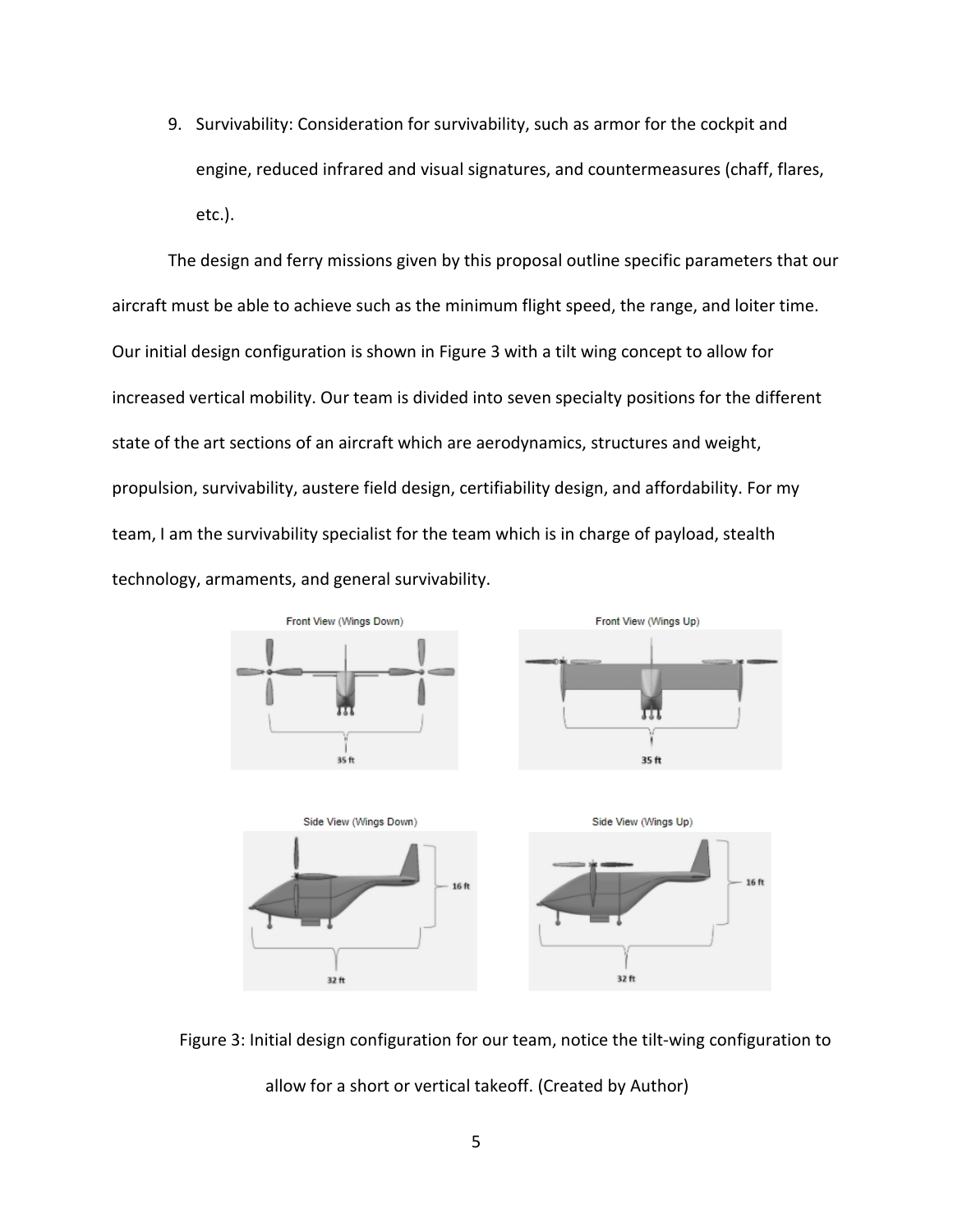9. Survivability: Consideration for survivability, such as armor for the cockpit and engine, reduced infrared and visual signatures, and countermeasures (chaff, flares, etc.).

The design and ferry missions given by this proposal outline specific parameters that our aircraft must be able to achieve such as the minimum flight speed, the range, and loiter time. Our initial design configuration is shown in Figure 3 with a tilt wing concept to allow for increased vertical mobility. Our team is divided into seven specialty positions for the different state of the art sections of an aircraft which are aerodynamics, structures and weight, propulsion, survivability, austere field design, certifiability design, and affordability. For my team, I am the survivability specialist for the team which is in charge of payload, stealth technology, armaments, and general survivability.

Figure 3: Initial design configuration for our team, notice the tilt-wing configuration to allow for a short or vertical takeoff. (Created by Author)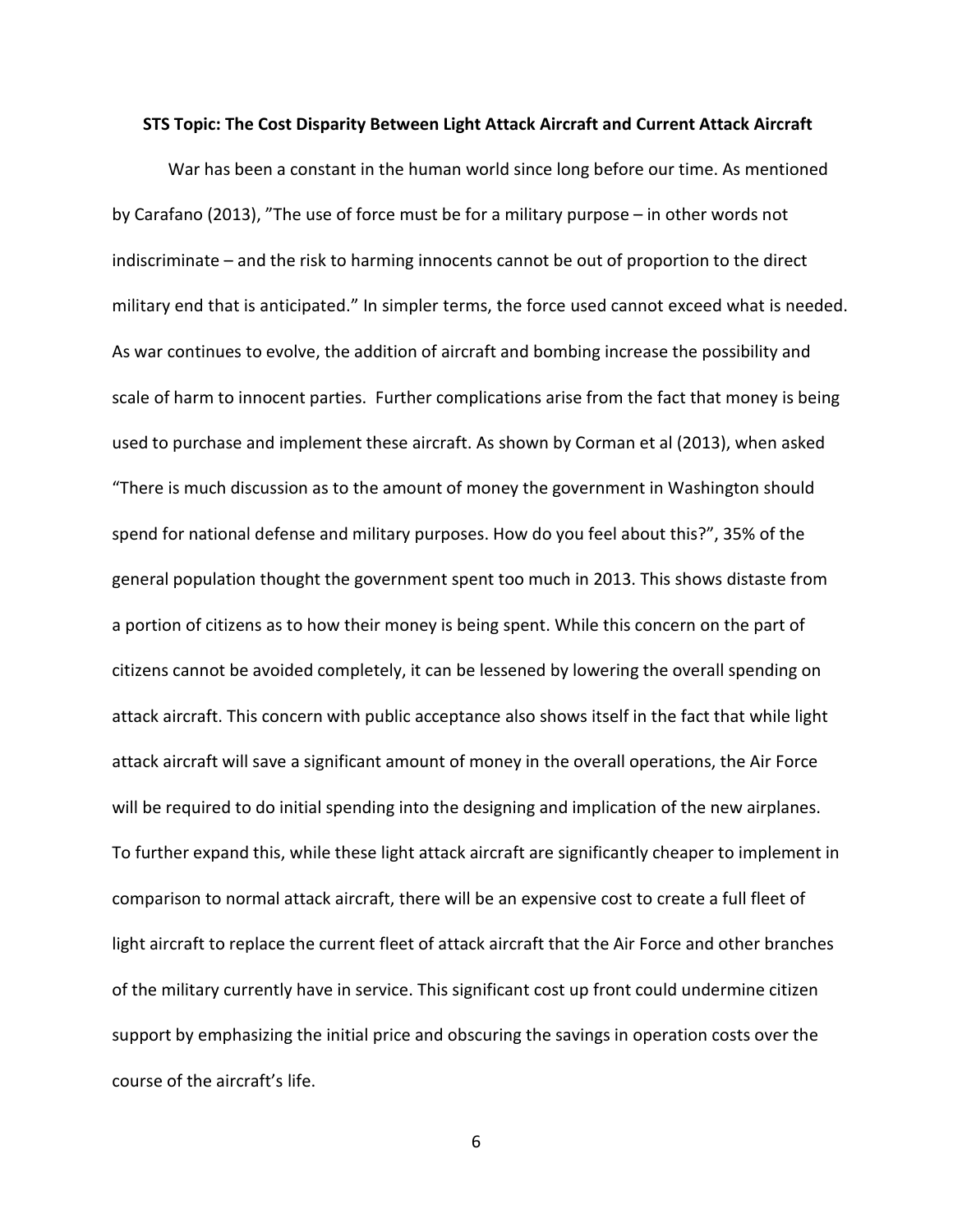**STS Topic: The Cost Disparity Between Light Attack Aircraft and Current Attack Aircraft**

War has been a constant in the human world since long before our time. As mentioned by Carafano (2013), "The use of force must be for a military purpose – in other words not indiscriminate – and the risk to harming innocents cannot be out of proportion to the direct military end that is anticipated." In simpler terms, the force used cannot exceed what is needed. As war continues to evolve, the addition of aircraft and bombing increase the possibility and scale of harm to innocent parties. Further complications arise from the fact that money is being used to purchase and implement these aircraft. As shown by Corman et al (2013), when asked "There is much discussion as to the amount of money the government in Washington should spend for national defense and military purposes. How do you feel about this?", 35% of the general population thought the government spent too much in 2013. This shows distaste from a portion of citizens as to how their money is being spent. While this concern on the part of citizens cannot be avoided completely, it can be lessened by lowering the overall spending on attack aircraft. This concern with public acceptance also shows itself in the fact that while light attack aircraft will save a significant amount of money in the overall operations, the Air Force will be required to do initial spending into the designing and implication of the new airplanes. To further expand this, while these light attack aircraft are significantly cheaper to implement in comparison to normal attack aircraft, there will be an expensive cost to create a full fleet of light aircraft to replace the current fleet of attack aircraft that the Air Force and other branches of the military currently have in service. This significant cost up front could undermine citizen support by emphasizing the initial price and obscuring the savings in operation costs over the course of the aircraft's life.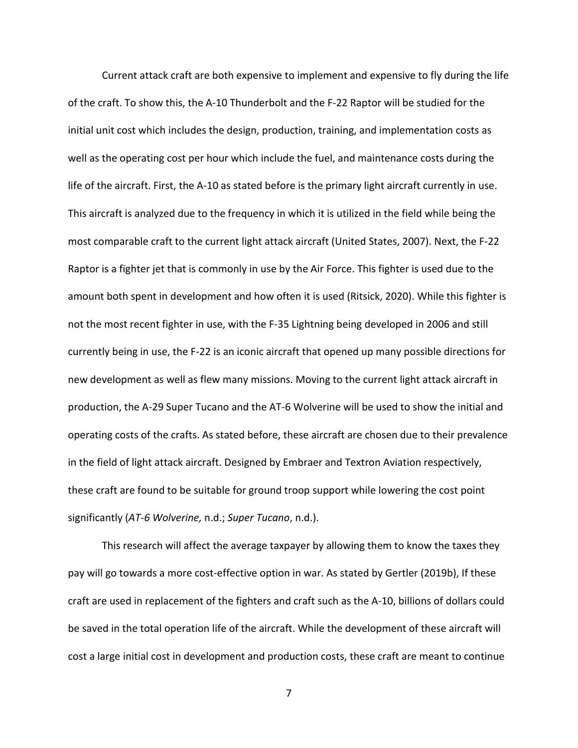Current attack craft are both expensive to implement and expensive to fly during the life of the craft. To show this, the A-10 Thunderbolt and the F-22 Raptor will be studied for the initial unit cost which includes the design, production, training, and implementation costs as well as the operating cost per hour which include the fuel, and maintenance costs during the life of the aircraft. First, the A-10 as stated before is the primary light aircraft currently in use. This aircraft is analyzed due to the frequency in which it is utilized in the field while being the most comparable craft to the current light attack aircraft (United States, 2007). Next, the F-22 Raptor is a fighter jet that is commonly in use by the Air Force. This fighter is used due to the amount both spent in development and how often it is used (Ritsick, 2020). While this fighter is not the most recent fighter in use, with the F-35 Lightning being developed in 2006 and still currently being in use, the F-22 is an iconic aircraft that opened up many possible directions for new development as well as flew many missions. Moving to the current light attack aircraft in production, the A-29 Super Tucano and the AT-6 Wolverine will be used to show the initial and operating costs of the crafts. As stated before, these aircraft are chosen due to their prevalence in the field of light attack aircraft. Designed by Embraer and Textron Aviation respectively, these craft are found to be suitable for ground troop support while lowering the cost point significantly (*AT-6 Wolverine,* n.d.; *Super Tucano*, n.d.).

This research will affect the average taxpayer by allowing them to know the taxes they pay will go towards a more cost-effective option in war. As stated by Gertler (2019b), If these craft are used in replacement of the fighters and craft such as the A-10, billions of dollars could be saved in the total operation life of the aircraft. While the development of these aircraft will cost a large initial cost in development and production costs, these craft are meant to continue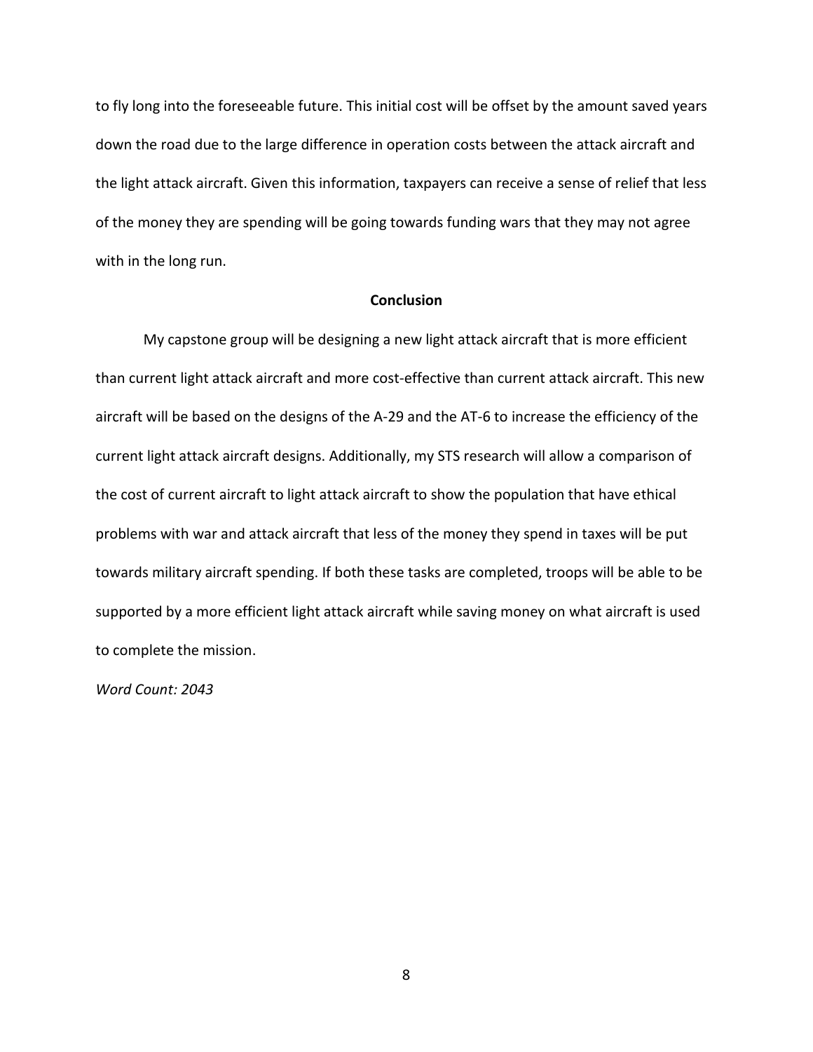to fly long into the foreseeable future. This initial cost will be offset by the amount saved years down the road due to the large difference in operation costs between the attack aircraft and the light attack aircraft. Given this information, taxpayers can receive a sense of relief that less of the money they are spending will be going towards funding wars that they may not agree with in the long run.

## Conclusion

My capstone group will be designing a new light attack aircraft that is more efficient than current light attack aircraft and more cost-effective than current attack aircraft. This new aircraft will be based on the designs of the A-29 and the AT-6 to increase the efficiency of the current light attack aircraft designs. Additionally, my STS research will allow a comparison of the cost of current aircraft to light attack aircraft to show the population that have ethical problems with war and attack aircraft that less of the money they spend in taxes will be put towards military aircraft spending. If both these tasks are completed, troops will be able to be supported by a more efficient light attack aircraft while saving money on what aircraft is used to complete the mission.

*Word Count: 2043*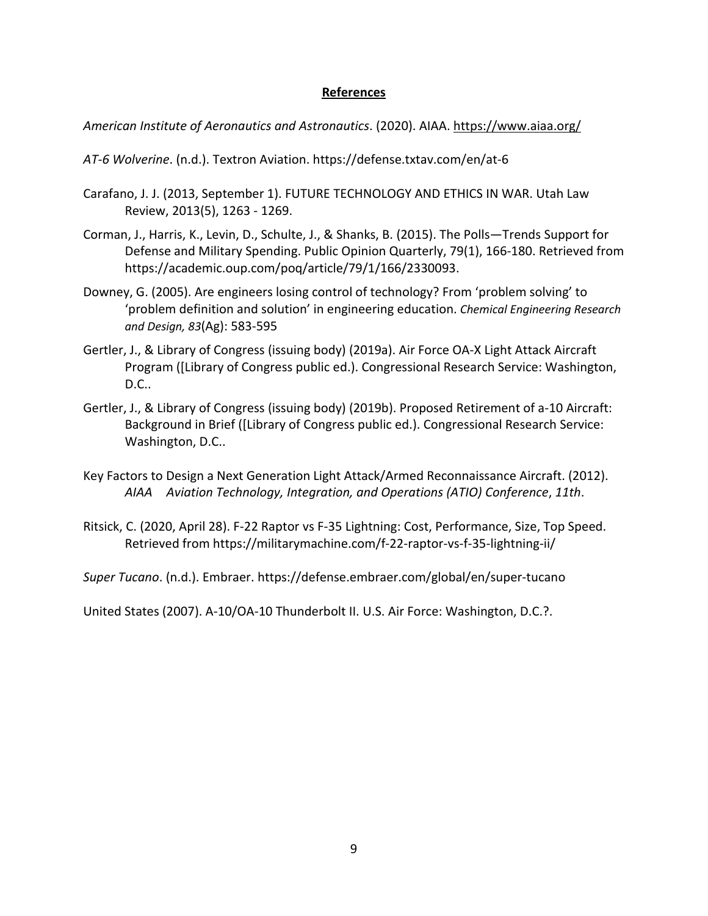## References

*American Institute of Aeronautics and Astronautics*. (2020). AIAA. https://www.aiaa.org/

*AT-6 Wolverine*. (n.d.). Textron Aviation. https://defense.txtav.com/en/at-6

Carafano, J. J. (2013, September 1). FUTURE TECHNOLOGY AND ETHICS IN WAR. Utah Law Review, 2013(5), 1263 - 1269.

Corman, J., Harris, K., Levin, D., Schulte, J., & Shanks, B. (2015). The Polls—Trends Support for Defense and Military Spending. Public Opinion Quarterly, 79(1), 166-180. Retrieved from https://academic.oup.com/poq/article/79/1/166/2330093.

Downey, G. (2005). Are engineers losing control of technology? From 'problem solving' to 'problem definition and solution' in engineering education. *Chemical Engineering Research and Design, 83*(Ag): 583-595

Gertler, J., & Library of Congress (issuing body) (2019a). Air Force OA-X Light Attack Aircraft Program ([Library of Congress public ed.). Congressional Research Service: Washington, D.C..

Gertler, J., & Library of Congress (issuing body) (2019b). Proposed Retirement of a-10 Aircraft: Background in Brief ([Library of Congress public ed.). Congressional Research Service: Washington, D.C..

Key Factors to Design a Next Generation Light Attack/Armed Reconnaissance Aircraft. (2012). *AIAA Aviation Technology, Integration, and Operations (ATIO) Conference*, *11th*.

Ritsick, C. (2020, April 28). F-22 Raptor vs F-35 Lightning: Cost, Performance, Size, Top Speed. Retrieved from https://militarymachine.com/f-22-raptor-vs-f-35-lightning-ii/

*Super Tucano*. (n.d.). Embraer. https://defense.embraer.com/global/en/super-tucano

United States (2007). A-10/OA-10 Thunderbolt II. U.S. Air Force: Washington, D.C.?.